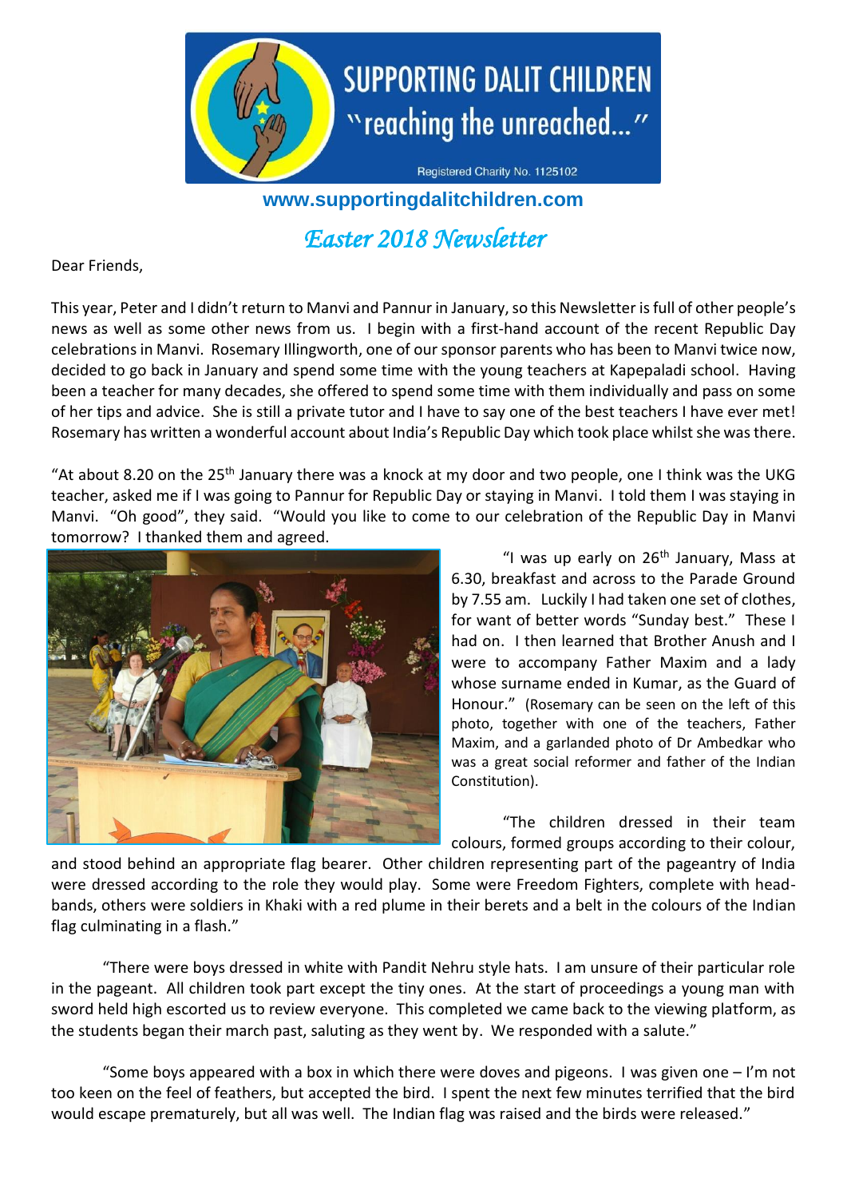# SUPPORTING DALIT CHILDREN

"reaching the unreached..."

Registered Charity No. 1125102

**www.supportingdalitchildren.com**

## *Easter 2018 Newsletter*

Dear Friends,

This year, Peter and I didn't return to Manvi and Pannur in January, so this Newsletter is full of other people's news as well as some other news from us. I begin with a first-hand account of the recent Republic Day celebrations in Manvi. Rosemary Illingworth, one of our sponsor parents who has been to Manvi twice now, decided to go back in January and spend some time with the young teachers at Kapepaladi school. Having been a teacher for many decades, she offered to spend some time with them individually and pass on some of her tips and advice. She is still a private tutor and I have to say one of the best teachers I have ever met! Rosemary has written a wonderful account about India's Republic Day which took place whilst she was there.

"At about 8.20 on the 25th January there was a knock at my door and two people, one I think was the UKG teacher, asked me if I was going to Pannur for Republic Day or staying in Manvi. I told them I was staying in Manvi. "Oh good", they said. "Would you like to come to our celebration of the Republic Day in Manvi tomorrow? I thanked them and agreed.

"I was up early on 26th January, Mass at 6.30, breakfast and across to the Parade Ground by 7.55 am. Luckily I had taken one set of clothes, for want of better words "Sunday best." These I had on. I then learned that Brother Anush and I were to accompany Father Maxim and a lady whose surname ended in Kumar, as the Guard of Honour." (Rosemary can be seen on the left of this photo, together with one of the teachers, Father Maxim, and a garlanded photo of Dr Ambedkar who was a great social reformer and father of the Indian Constitution).

"The children dressed in their team colours, formed groups according to their colour, and stood behind an appropriate flag bearer. Other children representing part of the pageantry of India were dressed according to the role they would play. Some were Freedom Fighters, complete with head-bands, others were soldiers in Khaki with a red plume in their berets and a belt in the colours of the Indian flag culminating in a flash."

"There were boys dressed in white with Pandit Nehru style hats. I am unsure of their particular role in the pageant. All children took part except the tiny ones. At the start of proceedings a young man with sword held high escorted us to review everyone. This completed we came back to the viewing platform, as the students began their march past, saluting as they went by. We responded with a salute."

"Some boys appeared with a box in which there were doves and pigeons. I was given one – I'm not too keen on the feel of feathers, but accepted the bird. I spent the next few minutes terrified that the bird would escape prematurely, but all was well. The Indian flag was raised and the birds were released."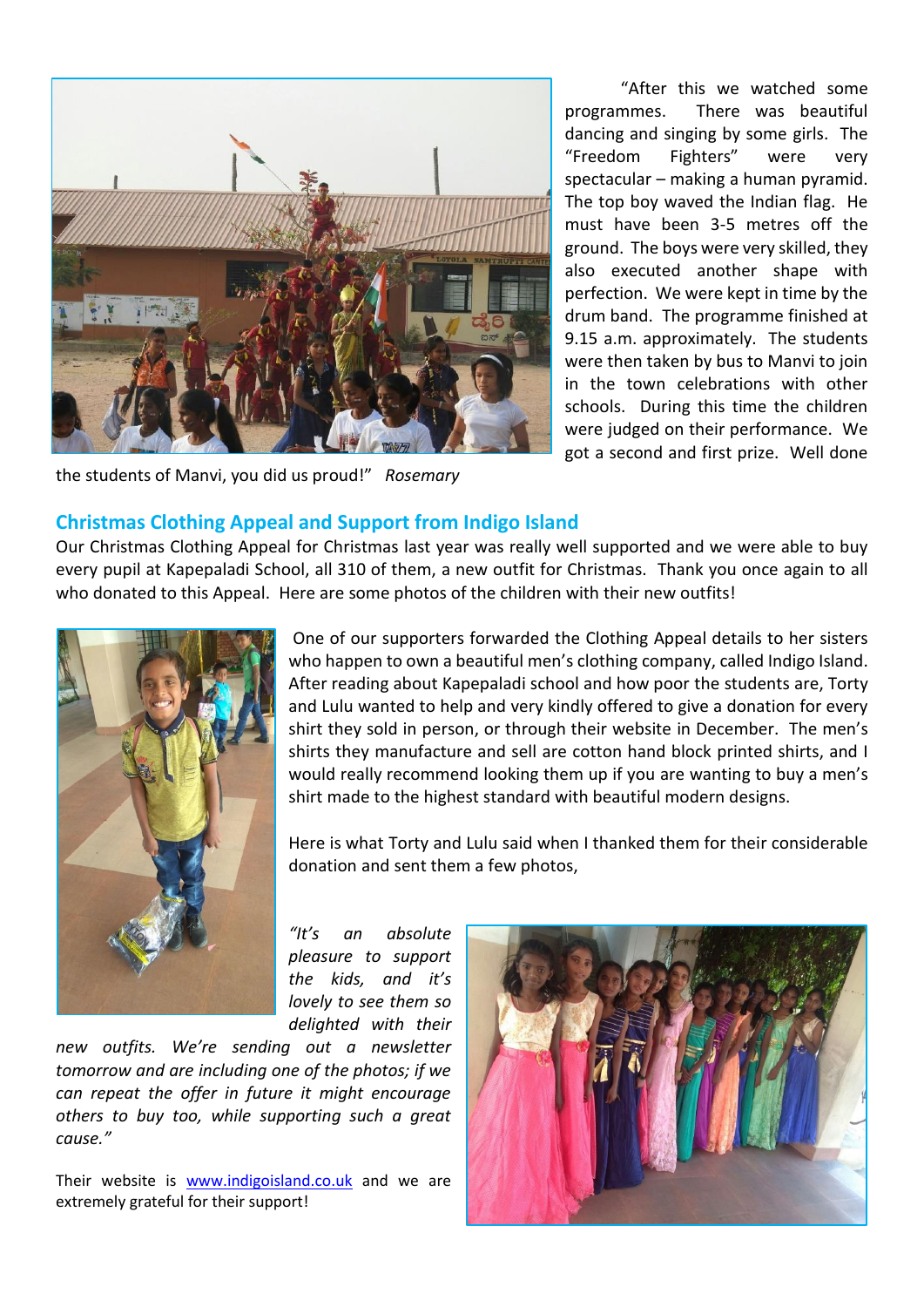"After this we watched some programmes. There was beautiful dancing and singing by some girls. The "Freedom Fighters" were very spectacular – making a human pyramid. The top boy waved the Indian flag. He must have been 3-5 metres off the ground. The boys were very skilled, they also executed another shape with perfection. We were kept in time by the drum band. The programme finished at 9.15 a.m. approximately. The students were then taken by bus to Manvi to join in the town celebrations with other schools. During this time the children were judged on their performance. We got a second and first prize. Well done the students of Manvi, you did us proud!" *Rosemary*

## Christmas Clothing Appeal and Support from Indigo Island

Our Christmas Clothing Appeal for Christmas last year was really well supported and we were able to buy every pupil at Kapepaladi School, all 310 of them, a new outfit for Christmas. Thank you once again to all who donated to this Appeal. Here are some photos of the children with their new outfits!

One of our supporters forwarded the Clothing Appeal details to her sisters who happen to own a beautiful men's clothing company, called Indigo Island. After reading about Kapepaladi school and how poor the students are, Torty and Lulu wanted to help and very kindly offered to give a donation for every shirt they sold in person, or through their website in December. The men's shirts they manufacture and sell are cotton hand block printed shirts, and I would really recommend looking them up if you are wanting to buy a men's shirt made to the highest standard with beautiful modern designs.

Here is what Torty and Lulu said when I thanked them for their considerable donation and sent them a few photos,

*"It's an absolute pleasure to support the kids, and it's lovely to see them so delighted with their new outfits. We're sending out a newsletter tomorrow and are including one of the photos; if we can repeat the offer in future it might encourage others to buy too, while supporting such a great cause."*

Their website is [www.indigoisland.co.uk](http://www.indigoisland.co.uk) and we are extremely grateful for their support!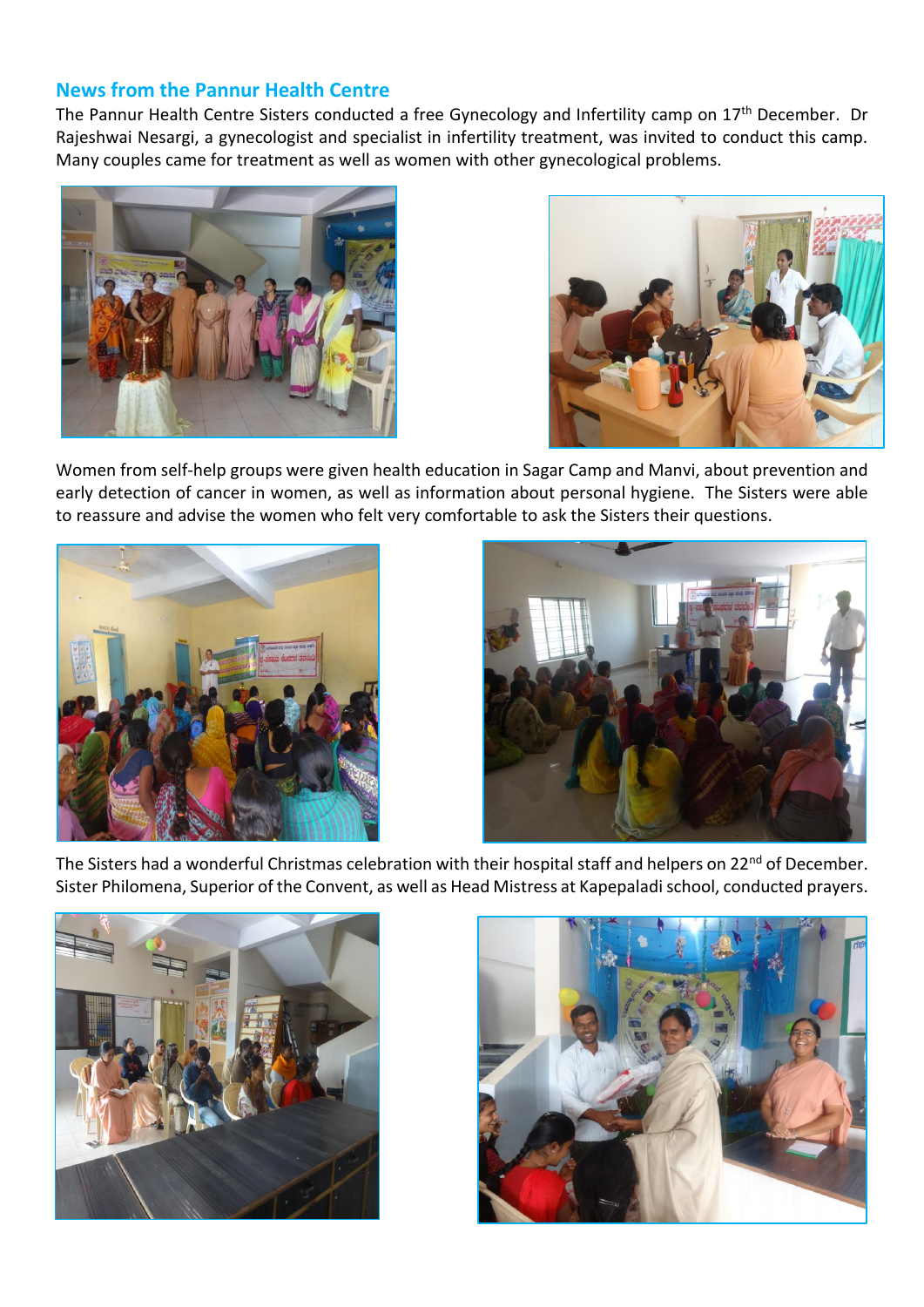## News from the Pannur Health Centre

The Pannur Health Centre Sisters conducted a free Gynecology and Infertility camp on 17th December. Dr Rajeshwai Nesargi, a gynecologist and specialist in infertility treatment, was invited to conduct this camp. Many couples came for treatment as well as women with other gynecological problems.

Women from self-help groups were given health education in Sagar Camp and Manvi, about prevention and early detection of cancer in women, as well as information about personal hygiene. The Sisters were able to reassure and advise the women who felt very comfortable to ask the Sisters their questions.

The Sisters had a wonderful Christmas celebration with their hospital staff and helpers on 22nd of December. Sister Philomena, Superior of the Convent, as well as Head Mistress at Kapepaladi school, conducted prayers.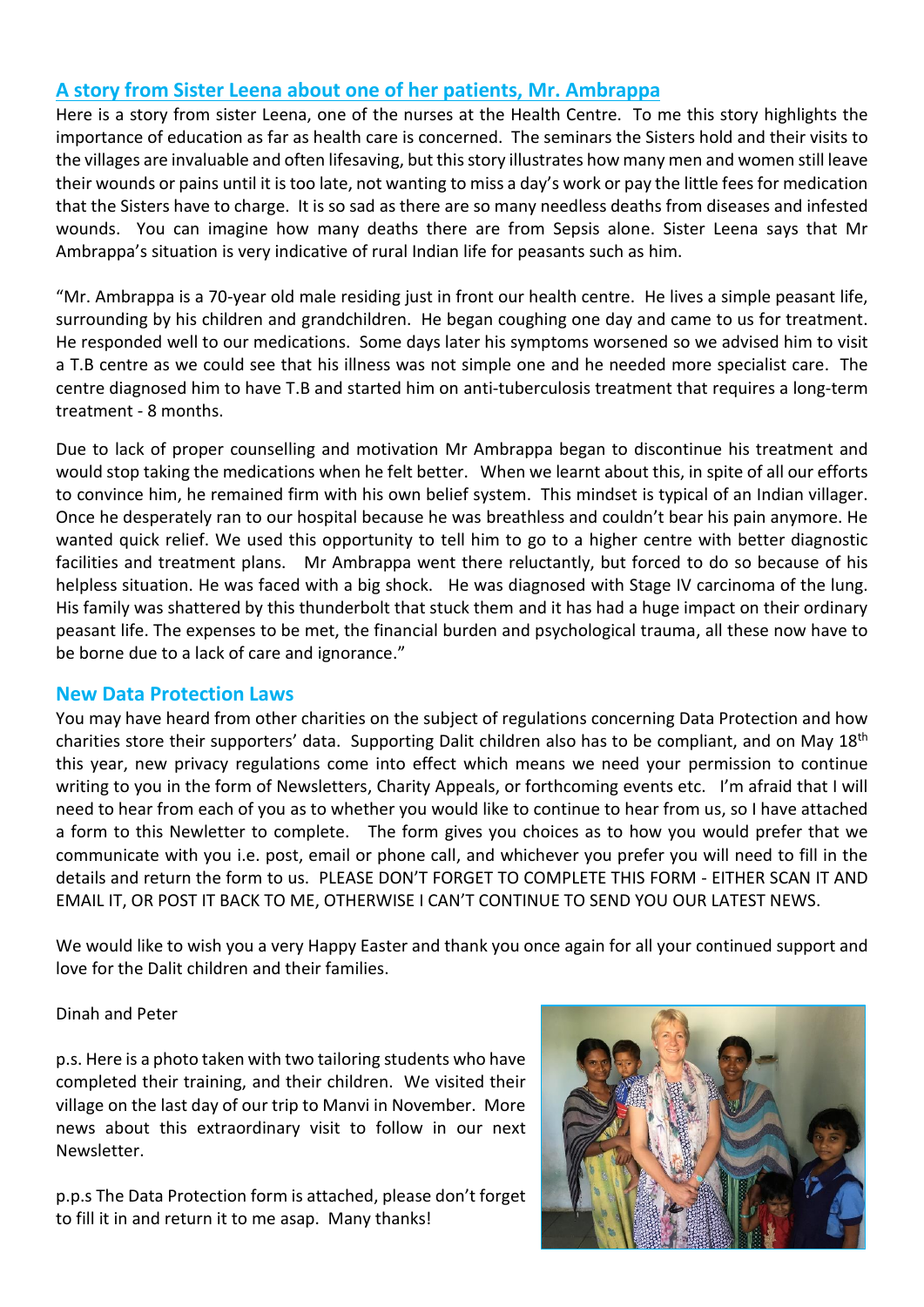## A story from Sister Leena about one of her patients, Mr. Ambrappa

Here is a story from sister Leena, one of the nurses at the Health Centre. To me this story highlights the importance of education as far as health care is concerned. The seminars the Sisters hold and their visits to the villages are invaluable and often lifesaving, but this story illustrates how many men and women still leave their wounds or pains until it is too late, not wanting to miss a day's work or pay the little fees for medication that the Sisters have to charge. It is so sad as there are so many needless deaths from diseases and infested wounds. You can imagine how many deaths there are from Sepsis alone. Sister Leena says that Mr Ambrappa's situation is very indicative of rural Indian life for peasants such as him.

"Mr. Ambrappa is a 70-year old male residing just in front our health centre. He lives a simple peasant life, surrounding by his children and grandchildren. He began coughing one day and came to us for treatment. He responded well to our medications. Some days later his symptoms worsened so we advised him to visit a T.B centre as we could see that his illness was not simple one and he needed more specialist care. The centre diagnosed him to have T.B and started him on anti-tuberculosis treatment that requires a long-term treatment - 8 months.

Due to lack of proper counselling and motivation Mr Ambrappa began to discontinue his treatment and would stop taking the medications when he felt better. When we learnt about this, in spite of all our efforts to convince him, he remained firm with his own belief system. This mindset is typical of an Indian villager. Once he desperately ran to our hospital because he was breathless and couldn't bear his pain anymore. He wanted quick relief. We used this opportunity to tell him to go to a higher centre with better diagnostic facilities and treatment plans. Mr Ambrappa went there reluctantly, but forced to do so because of his helpless situation. He was faced with a big shock. He was diagnosed with Stage IV carcinoma of the lung. His family was shattered by this thunderbolt that stuck them and it has had a huge impact on their ordinary peasant life. The expenses to be met, the financial burden and psychological trauma, all these now have to be borne due to a lack of care and ignorance."

## New Data Protection Laws

You may have heard from other charities on the subject of regulations concerning Data Protection and how charities store their supporters' data. Supporting Dalit children also has to be compliant, and on May 18th this year, new privacy regulations come into effect which means we need your permission to continue writing to you in the form of Newsletters, Charity Appeals, or forthcoming events etc. I'm afraid that I will need to hear from each of you as to whether you would like to continue to hear from us, so I have attached a form to this Newletter to complete. The form gives you choices as to how you would prefer that we communicate with you i.e. post, email or phone call, and whichever you prefer you will need to fill in the details and return the form to us. PLEASE DON'T FORGET TO COMPLETE THIS FORM - EITHER SCAN IT AND EMAIL IT, OR POST IT BACK TO ME, OTHERWISE I CAN'T CONTINUE TO SEND YOU OUR LATEST NEWS.

We would like to wish you a very Happy Easter and thank you once again for all your continued support and love for the Dalit children and their families.

Dinah and Peter

p.s. Here is a photo taken with two tailoring students who have completed their training, and their children. We visited their village on the last day of our trip to Manvi in November. More news about this extraordinary visit to follow in our next Newsletter.

p.p.s The Data Protection form is attached, please don't forget to fill it in and return it to me asap. Many thanks!